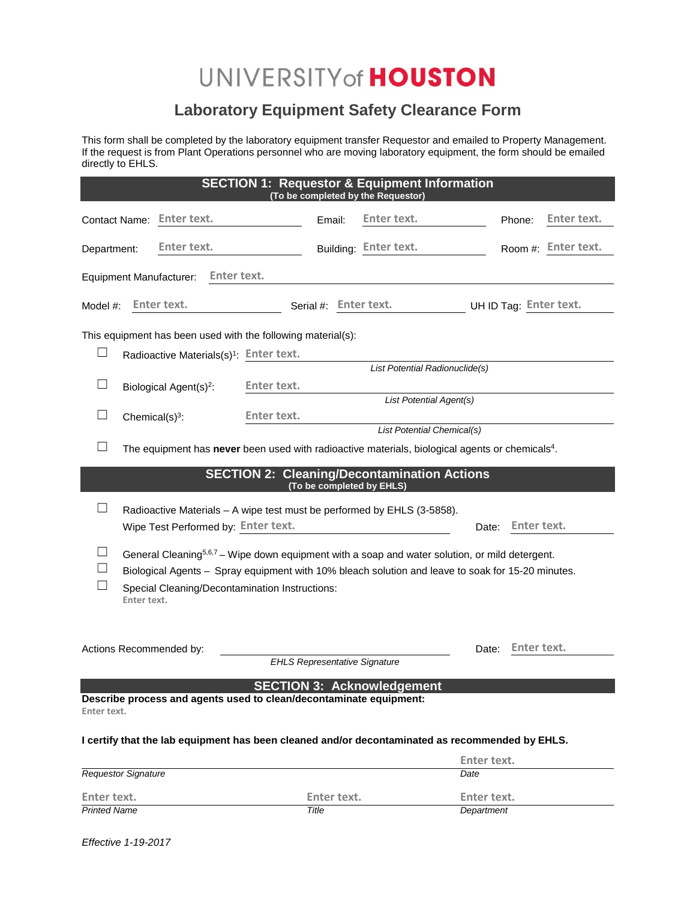# UNIVERSITY of HOUSTON

## Laboratory Equipment Safety Clearance Form

This form shall be completed by the laboratory equipment transfer Requestor and emailed to Property Management. If the request is from Plant Operations personnel who are moving laboratory equipment, the form should be emailed directly to EHLS.

### SECTION 1: Requestor & Equipment Information
**(To be completed by the Requestor)**

Contact Name: Enter text. Email: Enter text. Phone: Enter text.

Department: Enter text. Building: Enter text. Room #: Enter text.

Equipment Manufacturer: Enter text.

Model #: Enter text. Serial #: Enter text. UH ID Tag: Enter text.

This equipment has been used with the following material(s):

☐ Radioactive Materials(s)[1]: Enter text.
*List Potential Radionuclide(s)*

☐ Biological Agent(s)[2]: Enter text.
*List Potential Agent(s)*

☐ Chemical(s)[3]: Enter text.
*List Potential Chemical(s)*

☐ The equipment has **never** been used with radioactive materials, biological agents or chemicals[4].

### SECTION 2: Cleaning/Decontamination Actions
**(To be completed by EHLS)**

☐ Radioactive Materials – A wipe test must be performed by EHLS (3-5858).
Wipe Test Performed by: Enter text. Date: Enter text.

☐ General Cleaning[5,6,7] – Wipe down equipment with a soap and water solution, or mild detergent.

☐ Biological Agents – Spray equipment with 10% bleach solution and leave to soak for 15-20 minutes.

☐ Special Cleaning/Decontamination Instructions:
Enter text.

Actions Recommended by: ______________________ Date: Enter text.
*EHLS Representative Signature*

### SECTION 3: Acknowledgement

**Describe process and agents used to clean/decontaminate equipment:**
Enter text.

**I certify that the lab equipment has been cleaned and/or decontaminated as recommended by EHLS.**

______________________ Enter text.
*Requestor Signature* *Date*

Enter text. Enter text. Enter text.
*Printed Name* *Title* *Department*

*Effective 1-19-2017*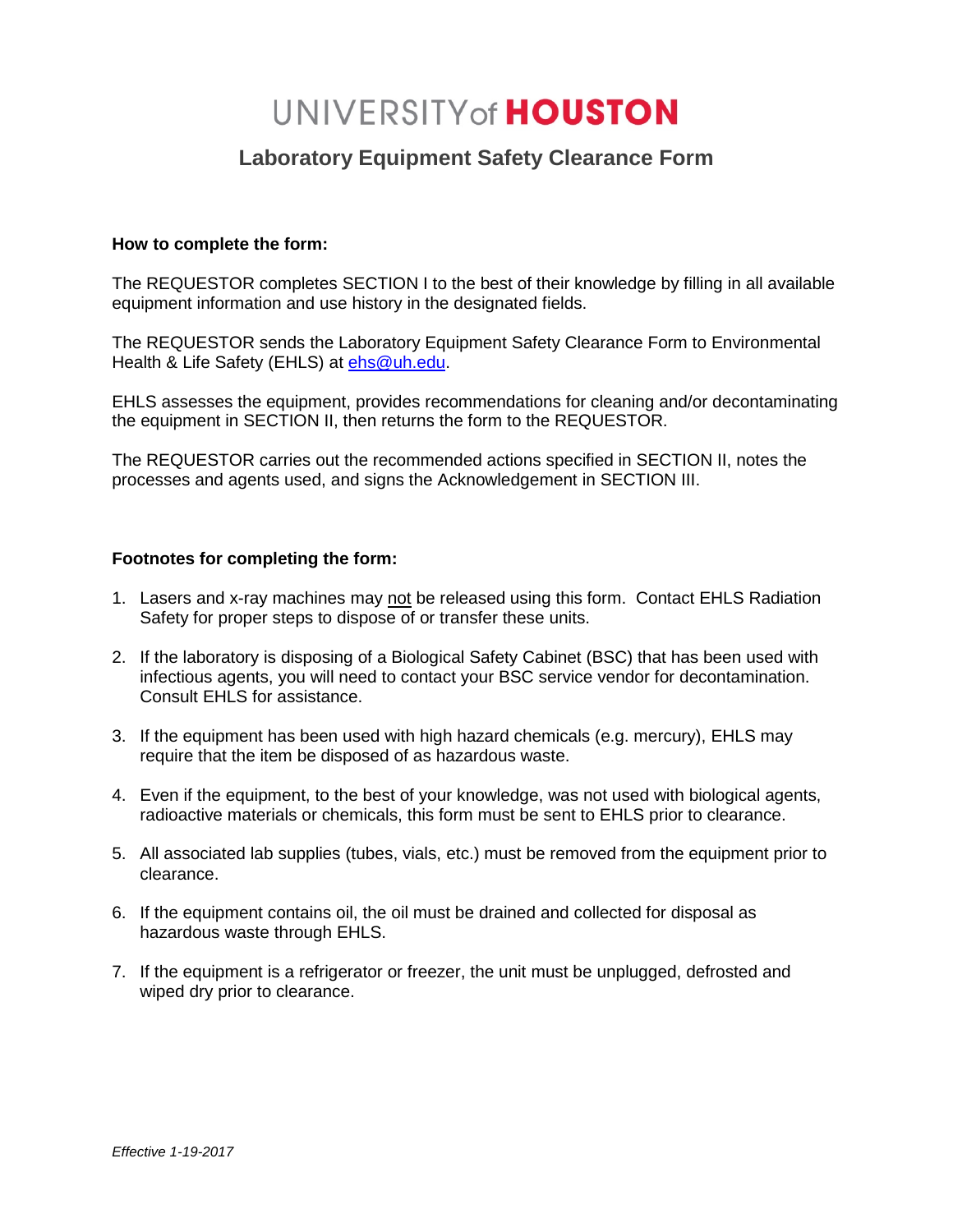# UNIVERSITY of HOUSTON

## Laboratory Equipment Safety Clearance Form

**How to complete the form:**

The REQUESTOR completes SECTION I to the best of their knowledge by filling in all available equipment information and use history in the designated fields.

The REQUESTOR sends the Laboratory Equipment Safety Clearance Form to Environmental Health & Life Safety (EHLS) at ehs@uh.edu.

EHLS assesses the equipment, provides recommendations for cleaning and/or decontaminating the equipment in SECTION II, then returns the form to the REQUESTOR.

The REQUESTOR carries out the recommended actions specified in SECTION II, notes the processes and agents used, and signs the Acknowledgement in SECTION III.

**Footnotes for completing the form:**

1. Lasers and x-ray machines may not be released using this form. Contact EHLS Radiation Safety for proper steps to dispose of or transfer these units.
2. If the laboratory is disposing of a Biological Safety Cabinet (BSC) that has been used with infectious agents, you will need to contact your BSC service vendor for decontamination. Consult EHLS for assistance.
3. If the equipment has been used with high hazard chemicals (e.g. mercury), EHLS may require that the item be disposed of as hazardous waste.
4. Even if the equipment, to the best of your knowledge, was not used with biological agents, radioactive materials or chemicals, this form must be sent to EHLS prior to clearance.
5. All associated lab supplies (tubes, vials, etc.) must be removed from the equipment prior to clearance.
6. If the equipment contains oil, the oil must be drained and collected for disposal as hazardous waste through EHLS.
7. If the equipment is a refrigerator or freezer, the unit must be unplugged, defrosted and wiped dry prior to clearance.

*Effective 1-19-2017*